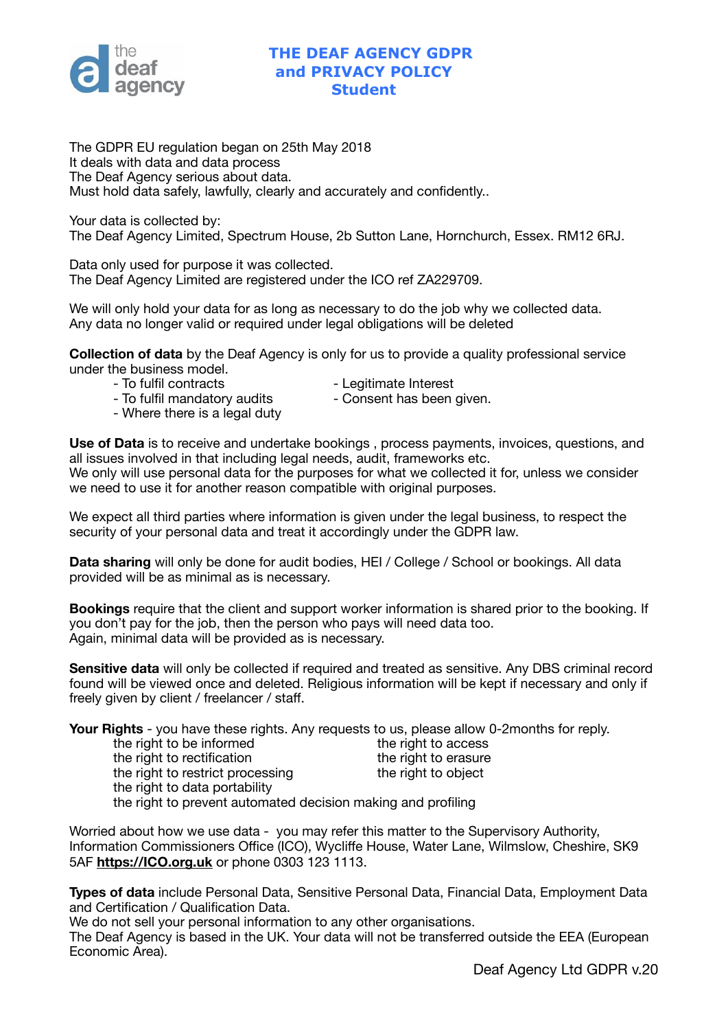# THE DEAF AGENCY GDPR and PRIVACY POLICY Student

The GDPR EU regulation began on 25th May 2018
It deals with data and data process
The Deaf Agency serious about data.
Must hold data safely, lawfully, clearly and accurately and confidently..

Your data is collected by:
The Deaf Agency Limited, Spectrum House, 2b Sutton Lane, Hornchurch, Essex. RM12 6RJ.

Data only used for purpose it was collected.
The Deaf Agency Limited are registered under the ICO ref ZA229709.

We will only hold your data for as long as necessary to do the job why we collected data.
Any data no longer valid or required under legal obligations will be deleted

**Collection of data** by the Deaf Agency is only for us to provide a quality professional service under the business model.

- To fulfil contracts
- To fulfil mandatory audits
- Where there is a legal duty
- Legitimate Interest
- Consent has been given.

**Use of Data** is to receive and undertake bookings , process payments, invoices, questions, and all issues involved in that including legal needs, audit, frameworks etc.
We only will use personal data for the purposes for what we collected it for, unless we consider we need to use it for another reason compatible with original purposes.

We expect all third parties where information is given under the legal business, to respect the security of your personal data and treat it accordingly under the GDPR law.

**Data sharing** will only be done for audit bodies, HEI / College / School or bookings. All data provided will be as minimal as is necessary.

**Bookings** require that the client and support worker information is shared prior to the booking. If you don't pay for the job, then the person who pays will need data too.
Again, minimal data will be provided as is necessary.

**Sensitive data** will only be collected if required and treated as sensitive. Any DBS criminal record found will be viewed once and deleted. Religious information will be kept if necessary and only if freely given by client / freelancer / staff.

**Your Rights** - you have these rights. Any requests to us, please allow 0-2months for reply.

- the right to be informed
- the right to rectification
- the right to restrict processing
- the right to data portability
- the right to access
- the right to erasure
- the right to object
- the right to prevent automated decision making and profiling

Worried about how we use data - you may refer this matter to the Supervisory Authority, Information Commissioners Office (ICO), Wycliffe House, Water Lane, Wilmslow, Cheshire, SK9 5AF **https://ICO.org.uk** or phone 0303 123 1113.

**Types of data** include Personal Data, Sensitive Personal Data, Financial Data, Employment Data and Certification / Qualification Data.
We do not sell your personal information to any other organisations.
The Deaf Agency is based in the UK. Your data will not be transferred outside the EEA (European Economic Area).

Deaf Agency Ltd GDPR v.20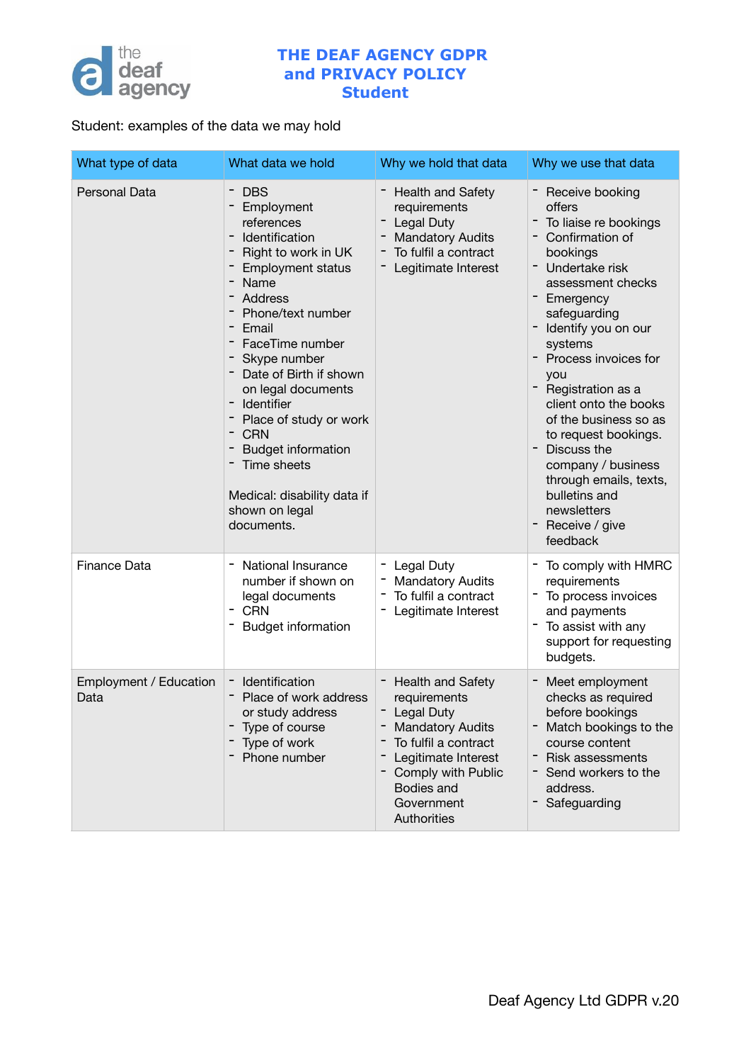# THE DEAF AGENCY GDPR and PRIVACY POLICY Student

Student: examples of the data we may hold

| What type of data | What data we hold | Why we hold that data | Why we use that data |
|---|---|---|---|
| Personal Data | - DBS<br>- Employment references<br>- Identification<br>- Right to work in UK<br>- Employment status<br>- Name<br>- Address<br>- Phone/text number<br>- Email<br>- FaceTime number<br>- Skype number<br>- Date of Birth if shown on legal documents<br>- Identifier<br>- Place of study or work<br>- CRN<br>- Budget information<br>- Time sheets<br><br>Medical: disability data if shown on legal documents. | - Health and Safety requirements<br>- Legal Duty<br>- Mandatory Audits<br>- To fulfil a contract<br>- Legitimate Interest | - Receive booking offers<br>- To liaise re bookings<br>- Confirmation of bookings<br>- Undertake risk assessment checks<br>- Emergency safeguarding<br>- Identify you on our systems<br>- Process invoices for you<br>- Registration as a client onto the books of the business so as to request bookings.<br>- Discuss the company / business through emails, texts, bulletins and newsletters<br>- Receive / give feedback |
| Finance Data | - National Insurance number if shown on legal documents<br>- CRN<br>- Budget information | - Legal Duty<br>- Mandatory Audits<br>- To fulfil a contract<br>- Legitimate Interest | - To comply with HMRC requirements<br>- To process invoices and payments<br>- To assist with any support for requesting budgets. |
| Employment / Education Data | - Identification<br>- Place of work address or study address<br>- Type of course<br>- Type of work<br>- Phone number | - Health and Safety requirements<br>- Legal Duty<br>- Mandatory Audits<br>- To fulfil a contract<br>- Legitimate Interest<br>- Comply with Public Bodies and Government Authorities | - Meet employment checks as required before bookings<br>- Match bookings to the course content<br>- Risk assessments<br>- Send workers to the address.<br>- Safeguarding |

Deaf Agency Ltd GDPR v.20